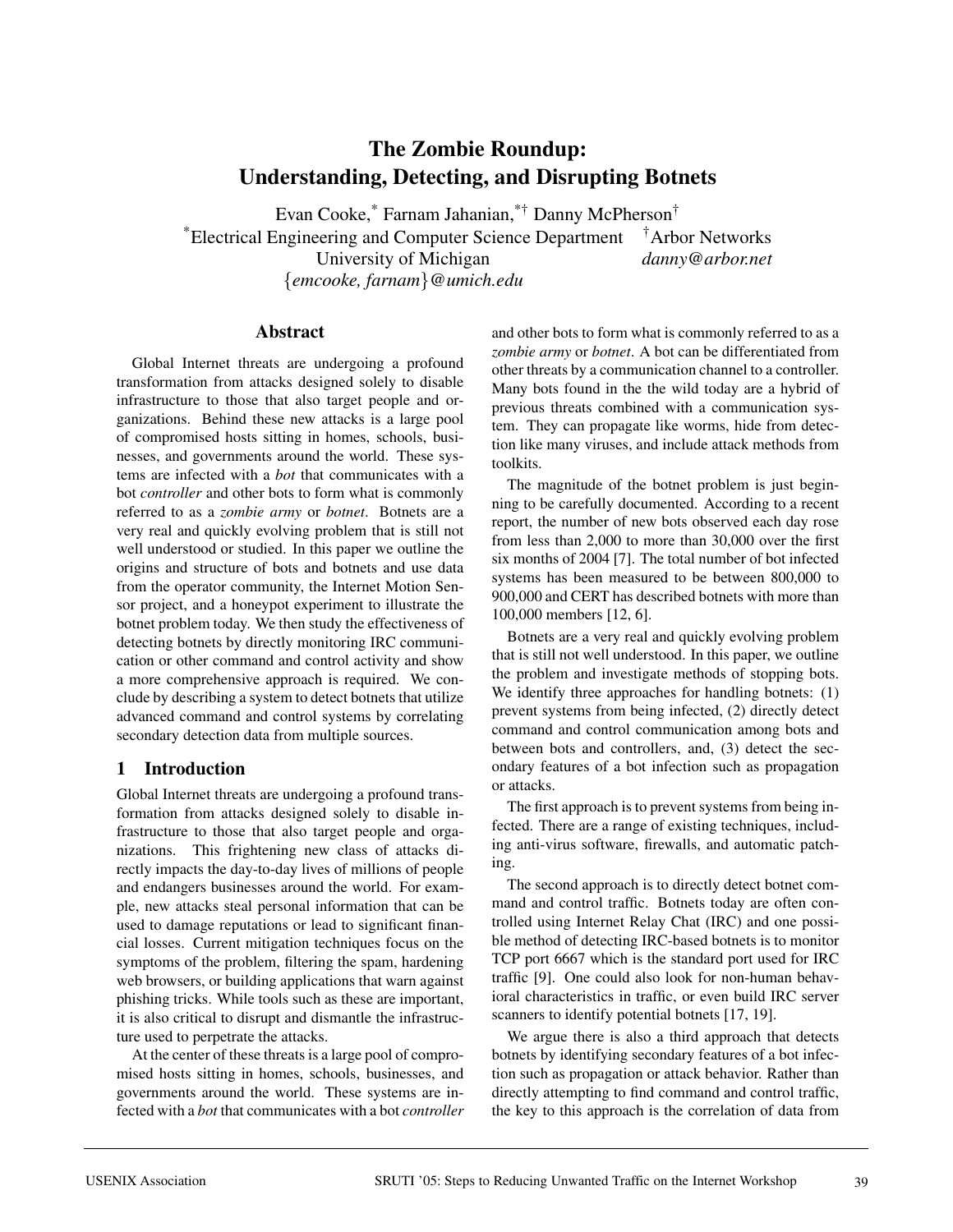# The Zombie Roundup: Understanding, Detecting, and Disrupting Botnets

Evan Cooke,[*] Farnam Jahanian,[*†] Danny McPherson[†]

[*]Electrical Engineering and Computer Science Department, University of Michigan
{*emcooke, farnam*}*@umich.edu*

[†]Arbor Networks
*danny@arbor.net*

## Abstract

Global Internet threats are undergoing a profound transformation from attacks designed solely to disable infrastructure to those that also target people and organizations. Behind these new attacks is a large pool of compromised hosts sitting in homes, schools, businesses, and governments around the world. These systems are infected with a *bot* that communicates with a bot *controller* and other bots to form what is commonly referred to as a *zombie army* or *botnet*. Botnets are a very real and quickly evolving problem that is still not well understood or studied. In this paper we outline the origins and structure of bots and botnets and use data from the operator community, the Internet Motion Sensor project, and a honeypot experiment to illustrate the botnet problem today. We then study the effectiveness of detecting botnets by directly monitoring IRC communication or other command and control activity and show a more comprehensive approach is required. We conclude by describing a system to detect botnets that utilize advanced command and control systems by correlating secondary detection data from multiple sources.

## 1 Introduction

Global Internet threats are undergoing a profound transformation from attacks designed solely to disable infrastructure to those that also target people and organizations. This frightening new class of attacks directly impacts the day-to-day lives of millions of people and endangers businesses around the world. For example, new attacks steal personal information that can be used to damage reputations or lead to significant financial losses. Current mitigation techniques focus on the symptoms of the problem, filtering the spam, hardening web browsers, or building applications that warn against phishing tricks. While tools such as these are important, it is also critical to disrupt and dismantle the infrastructure used to perpetrate the attacks.

At the center of these threats is a large pool of compromised hosts sitting in homes, schools, businesses, and governments around the world. These systems are infected with a *bot* that communicates with a bot *controller* and other bots to form what is commonly referred to as a *zombie army* or *botnet*. A bot can be differentiated from other threats by a communication channel to a controller. Many bots found in the the wild today are a hybrid of previous threats combined with a communication system. They can propagate like worms, hide from detection like many viruses, and include attack methods from toolkits.

The magnitude of the botnet problem is just beginning to be carefully documented. According to a recent report, the number of new bots observed each day rose from less than 2,000 to more than 30,000 over the first six months of 2004 [7]. The total number of bot infected systems has been measured to be between 800,000 to 900,000 and CERT has described botnets with more than 100,000 members [12, 6].

Botnets are a very real and quickly evolving problem that is still not well understood. In this paper, we outline the problem and investigate methods of stopping bots. We identify three approaches for handling botnets: (1) prevent systems from being infected, (2) directly detect command and control communication among bots and between bots and controllers, and, (3) detect the secondary features of a bot infection such as propagation or attacks.

The first approach is to prevent systems from being infected. There are a range of existing techniques, including anti-virus software, firewalls, and automatic patching.

The second approach is to directly detect botnet command and control traffic. Botnets today are often controlled using Internet Relay Chat (IRC) and one possible method of detecting IRC-based botnets is to monitor TCP port 6667 which is the standard port used for IRC traffic [9]. One could also look for non-human behavioral characteristics in traffic, or even build IRC server scanners to identify potential botnets [17, 19].

We argue there is also a third approach that detects botnets by identifying secondary features of a bot infection such as propagation or attack behavior. Rather than directly attempting to find command and control traffic, the key to this approach is the correlation of data from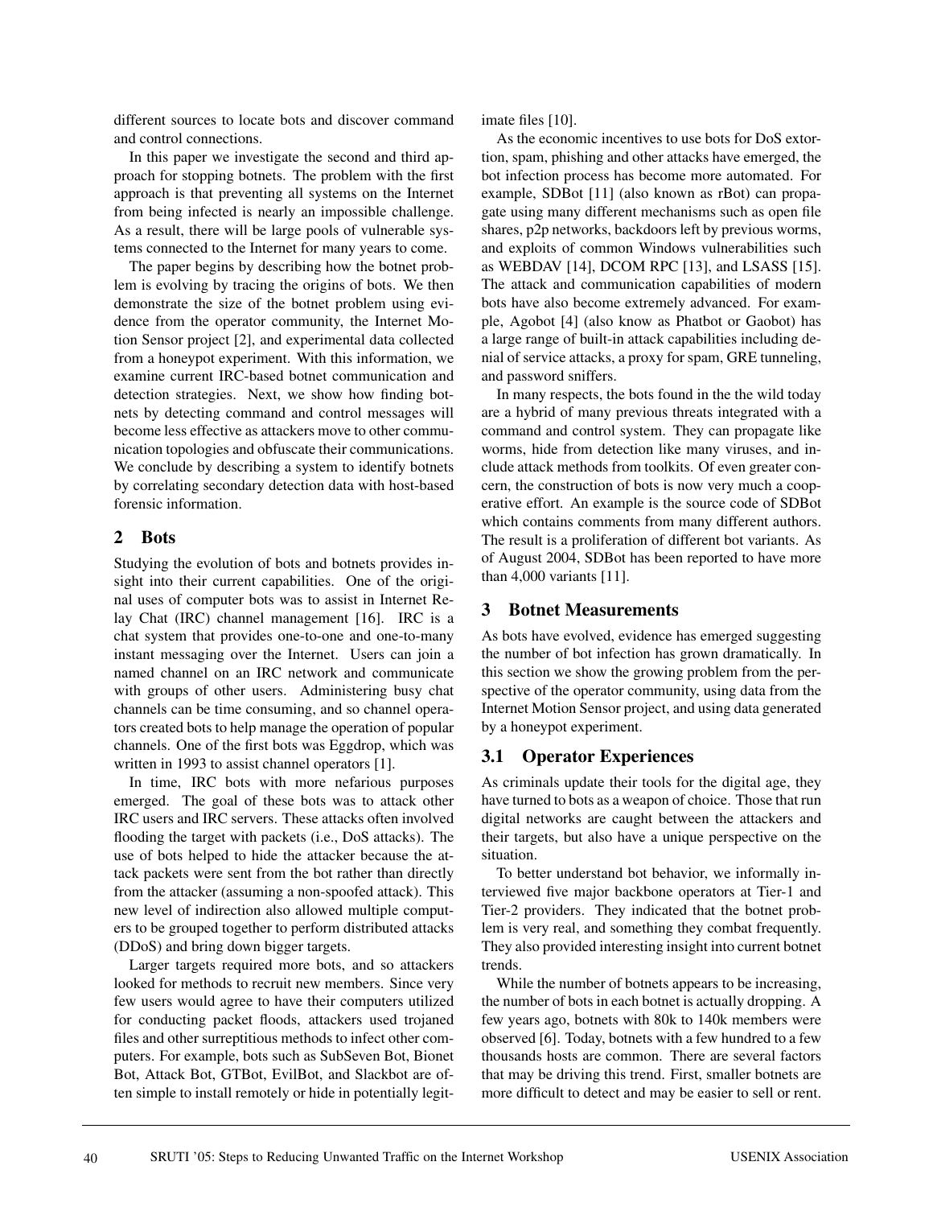different sources to locate bots and discover command and control connections.

In this paper we investigate the second and third approach for stopping botnets. The problem with the first approach is that preventing all systems on the Internet from being infected is nearly an impossible challenge. As a result, there will be large pools of vulnerable systems connected to the Internet for many years to come.

The paper begins by describing how the botnet problem is evolving by tracing the origins of bots. We then demonstrate the size of the botnet problem using evidence from the operator community, the Internet Motion Sensor project [2], and experimental data collected from a honeypot experiment. With this information, we examine current IRC-based botnet communication and detection strategies. Next, we show how finding botnets by detecting command and control messages will become less effective as attackers move to other communication topologies and obfuscate their communications. We conclude by describing a system to identify botnets by correlating secondary detection data with host-based forensic information.

## 2 Bots

Studying the evolution of bots and botnets provides insight into their current capabilities. One of the original uses of computer bots was to assist in Internet Relay Chat (IRC) channel management [16]. IRC is a chat system that provides one-to-one and one-to-many instant messaging over the Internet. Users can join a named channel on an IRC network and communicate with groups of other users. Administering busy chat channels can be time consuming, and so channel operators created bots to help manage the operation of popular channels. One of the first bots was Eggdrop, which was written in 1993 to assist channel operators [1].

In time, IRC bots with more nefarious purposes emerged. The goal of these bots was to attack other IRC users and IRC servers. These attacks often involved flooding the target with packets (i.e., DoS attacks). The use of bots helped to hide the attacker because the attack packets were sent from the bot rather than directly from the attacker (assuming a non-spoofed attack). This new level of indirection also allowed multiple computers to be grouped together to perform distributed attacks (DDoS) and bring down bigger targets.

Larger targets required more bots, and so attackers looked for methods to recruit new members. Since very few users would agree to have their computers utilized for conducting packet floods, attackers used trojaned files and other surreptitious methods to infect other computers. For example, bots such as SubSeven Bot, Bionet Bot, Attack Bot, GTBot, EvilBot, and Slackbot are often simple to install remotely or hide in potentially legitimate files [10].

As the economic incentives to use bots for DoS extortion, spam, phishing and other attacks have emerged, the bot infection process has become more automated. For example, SDBot [11] (also known as rBot) can propagate using many different mechanisms such as open file shares, p2p networks, backdoors left by previous worms, and exploits of common Windows vulnerabilities such as WEBDAV [14], DCOM RPC [13], and LSASS [15]. The attack and communication capabilities of modern bots have also become extremely advanced. For example, Agobot [4] (also know as Phatbot or Gaobot) has a large range of built-in attack capabilities including denial of service attacks, a proxy for spam, GRE tunneling, and password sniffers.

In many respects, the bots found in the the wild today are a hybrid of many previous threats integrated with a command and control system. They can propagate like worms, hide from detection like many viruses, and include attack methods from toolkits. Of even greater concern, the construction of bots is now very much a cooperative effort. An example is the source code of SDBot which contains comments from many different authors. The result is a proliferation of different bot variants. As of August 2004, SDBot has been reported to have more than 4,000 variants [11].

## 3 Botnet Measurements

As bots have evolved, evidence has emerged suggesting the number of bot infection has grown dramatically. In this section we show the growing problem from the perspective of the operator community, using data from the Internet Motion Sensor project, and using data generated by a honeypot experiment.

### 3.1 Operator Experiences

As criminals update their tools for the digital age, they have turned to bots as a weapon of choice. Those that run digital networks are caught between the attackers and their targets, but also have a unique perspective on the situation.

To better understand bot behavior, we informally interviewed five major backbone operators at Tier-1 and Tier-2 providers. They indicated that the botnet problem is very real, and something they combat frequently. They also provided interesting insight into current botnet trends.

While the number of botnets appears to be increasing, the number of bots in each botnet is actually dropping. A few years ago, botnets with 80k to 140k members were observed [6]. Today, botnets with a few hundred to a few thousands hosts are common. There are several factors that may be driving this trend. First, smaller botnets are more difficult to detect and may be easier to sell or rent.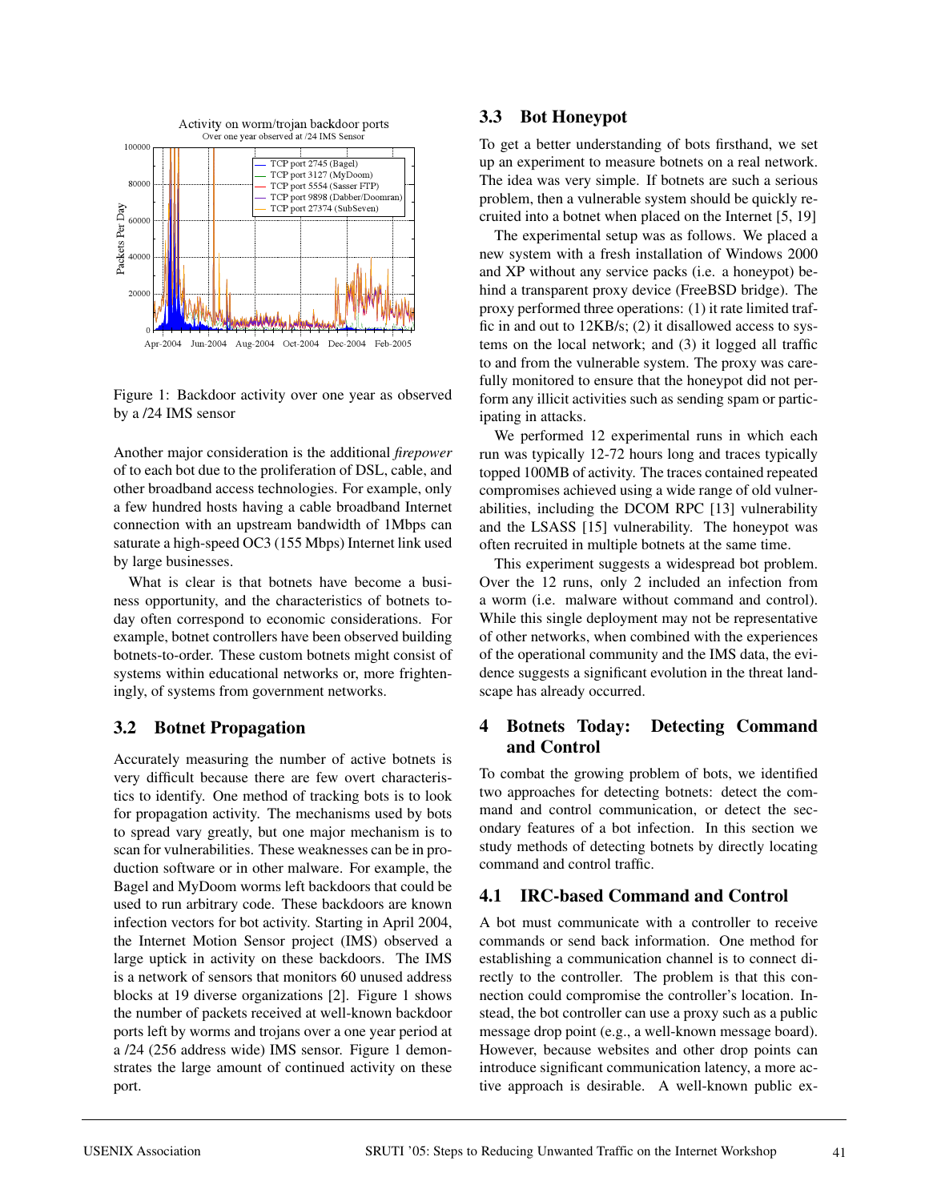Figure 1: Backdoor activity over one year as observed by a /24 IMS sensor

Another major consideration is the additional *firepower* of to each bot due to the proliferation of DSL, cable, and other broadband access technologies. For example, only a few hundred hosts having a cable broadband Internet connection with an upstream bandwidth of 1Mbps can saturate a high-speed OC3 (155 Mbps) Internet link used by large businesses.

What is clear is that botnets have become a business opportunity, and the characteristics of botnets today often correspond to economic considerations. For example, botnet controllers have been observed building botnets-to-order. These custom botnets might consist of systems within educational networks or, more frighteningly, of systems from government networks.

### 3.2 Botnet Propagation

Accurately measuring the number of active botnets is very difficult because there are few overt characteristics to identify. One method of tracking bots is to look for propagation activity. The mechanisms used by bots to spread vary greatly, but one major mechanism is to scan for vulnerabilities. These weaknesses can be in production software or in other malware. For example, the Bagel and MyDoom worms left backdoors that could be used to run arbitrary code. These backdoors are known infection vectors for bot activity. Starting in April 2004, the Internet Motion Sensor project (IMS) observed a large uptick in activity on these backdoors. The IMS is a network of sensors that monitors 60 unused address blocks at 19 diverse organizations [2]. Figure 1 shows the number of packets received at well-known backdoor ports left by worms and trojans over a one year period at a /24 (256 address wide) IMS sensor. Figure 1 demonstrates the large amount of continued activity on these port.

### 3.3 Bot Honeypot

To get a better understanding of bots firsthand, we set up an experiment to measure botnets on a real network. The idea was very simple. If botnets are such a serious problem, then a vulnerable system should be quickly recruited into a botnet when placed on the Internet [5, 19]

The experimental setup was as follows. We placed a new system with a fresh installation of Windows 2000 and XP without any service packs (i.e. a honeypot) behind a transparent proxy device (FreeBSD bridge). The proxy performed three operations: (1) it rate limited traffic in and out to 12KB/s; (2) it disallowed access to systems on the local network; and (3) it logged all traffic to and from the vulnerable system. The proxy was carefully monitored to ensure that the honeypot did not perform any illicit activities such as sending spam or participating in attacks.

We performed 12 experimental runs in which each run was typically 12-72 hours long and traces typically topped 100MB of activity. The traces contained repeated compromises achieved using a wide range of old vulnerabilities, including the DCOM RPC [13] vulnerability and the LSASS [15] vulnerability. The honeypot was often recruited in multiple botnets at the same time.

This experiment suggests a widespread bot problem. Over the 12 runs, only 2 included an infection from a worm (i.e. malware without command and control). While this single deployment may not be representative of other networks, when combined with the experiences of the operational community and the IMS data, the evidence suggests a significant evolution in the threat landscape has already occurred.

## 4 Botnets Today: Detecting Command and Control

To combat the growing problem of bots, we identified two approaches for detecting botnets: detect the command and control communication, or detect the secondary features of a bot infection. In this section we study methods of detecting botnets by directly locating command and control traffic.

### 4.1 IRC-based Command and Control

A bot must communicate with a controller to receive commands or send back information. One method for establishing a communication channel is to connect directly to the controller. The problem is that this connection could compromise the controller's location. Instead, the bot controller can use a proxy such as a public message drop point (e.g., a well-known message board). However, because websites and other drop points can introduce significant communication latency, a more active approach is desirable. A well-known public ex-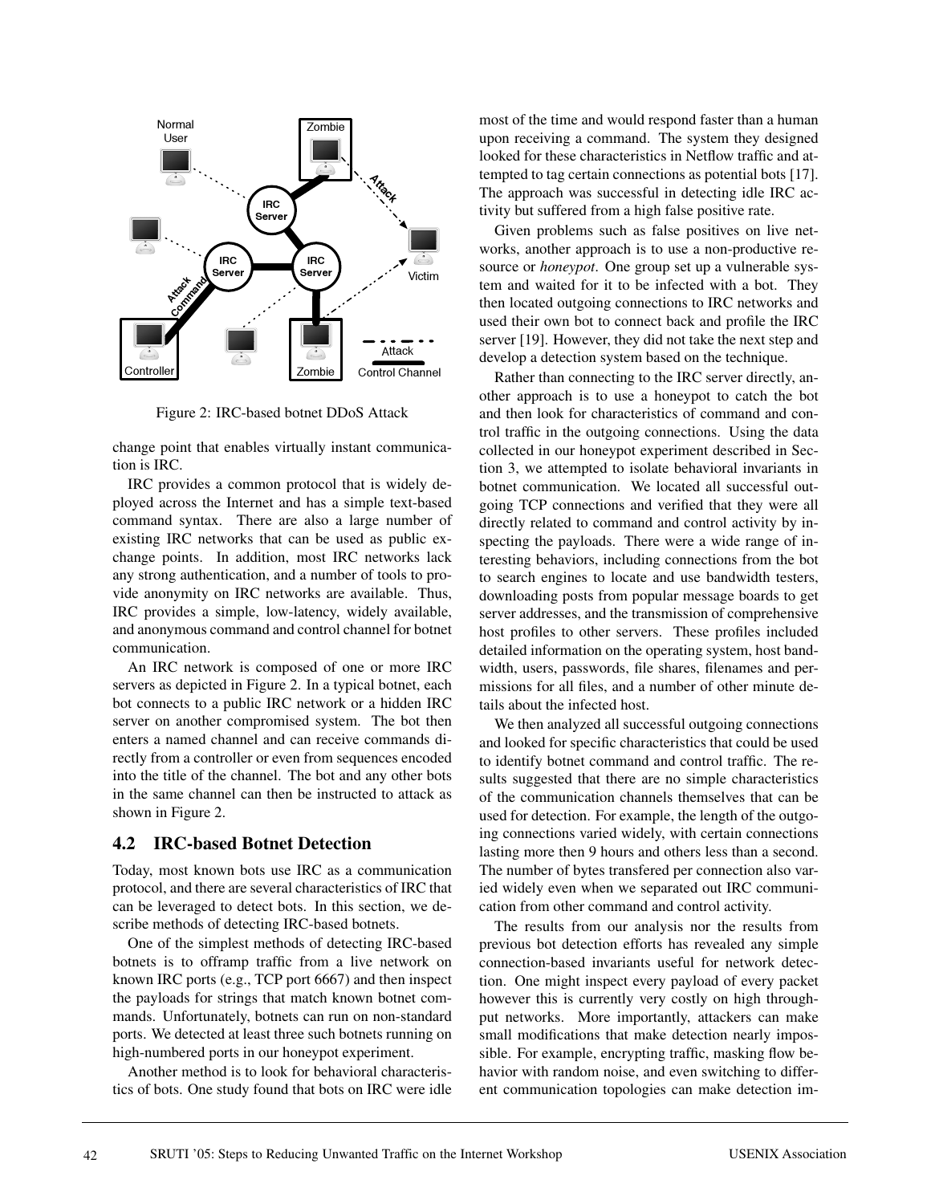Figure 2: IRC-based botnet DDoS Attack

change point that enables virtually instant communication is IRC.

IRC provides a common protocol that is widely deployed across the Internet and has a simple text-based command syntax. There are also a large number of existing IRC networks that can be used as public exchange points. In addition, most IRC networks lack any strong authentication, and a number of tools to provide anonymity on IRC networks are available. Thus, IRC provides a simple, low-latency, widely available, and anonymous command and control channel for botnet communication.

An IRC network is composed of one or more IRC servers as depicted in Figure 2. In a typical botnet, each bot connects to a public IRC network or a hidden IRC server on another compromised system. The bot then enters a named channel and can receive commands directly from a controller or even from sequences encoded into the title of the channel. The bot and any other bots in the same channel can then be instructed to attack as shown in Figure 2.

## 4.2 IRC-based Botnet Detection

Today, most known bots use IRC as a communication protocol, and there are several characteristics of IRC that can be leveraged to detect bots. In this section, we describe methods of detecting IRC-based botnets.

One of the simplest methods of detecting IRC-based botnets is to offramp traffic from a live network on known IRC ports (e.g., TCP port 6667) and then inspect the payloads for strings that match known botnet commands. Unfortunately, botnets can run on non-standard ports. We detected at least three such botnets running on high-numbered ports in our honeypot experiment.

Another method is to look for behavioral characteristics of bots. One study found that bots on IRC were idle most of the time and would respond faster than a human upon receiving a command. The system they designed looked for these characteristics in Netflow traffic and attempted to tag certain connections as potential bots [17]. The approach was successful in detecting idle IRC activity but suffered from a high false positive rate.

Given problems such as false positives on live networks, another approach is to use a non-productive resource or *honeypot*. One group set up a vulnerable system and waited for it to be infected with a bot. They then located outgoing connections to IRC networks and used their own bot to connect back and profile the IRC server [19]. However, they did not take the next step and develop a detection system based on the technique.

Rather than connecting to the IRC server directly, another approach is to use a honeypot to catch the bot and then look for characteristics of command and control traffic in the outgoing connections. Using the data collected in our honeypot experiment described in Section 3, we attempted to isolate behavioral invariants in botnet communication. We located all successful outgoing TCP connections and verified that they were all directly related to command and control activity by inspecting the payloads. There were a wide range of interesting behaviors, including connections from the bot to search engines to locate and use bandwidth testers, downloading posts from popular message boards to get server addresses, and the transmission of comprehensive host profiles to other servers. These profiles included detailed information on the operating system, host bandwidth, users, passwords, file shares, filenames and permissions for all files, and a number of other minute details about the infected host.

We then analyzed all successful outgoing connections and looked for specific characteristics that could be used to identify botnet command and control traffic. The results suggested that there are no simple characteristics of the communication channels themselves that can be used for detection. For example, the length of the outgoing connections varied widely, with certain connections lasting more then 9 hours and others less than a second. The number of bytes transfered per connection also varied widely even when we separated out IRC communication from other command and control activity.

The results from our analysis nor the results from previous bot detection efforts has revealed any simple connection-based invariants useful for network detection. One might inspect every payload of every packet however this is currently very costly on high throughput networks. More importantly, attackers can make small modifications that make detection nearly impossible. For example, encrypting traffic, masking flow behavior with random noise, and even switching to different communication topologies can make detection im-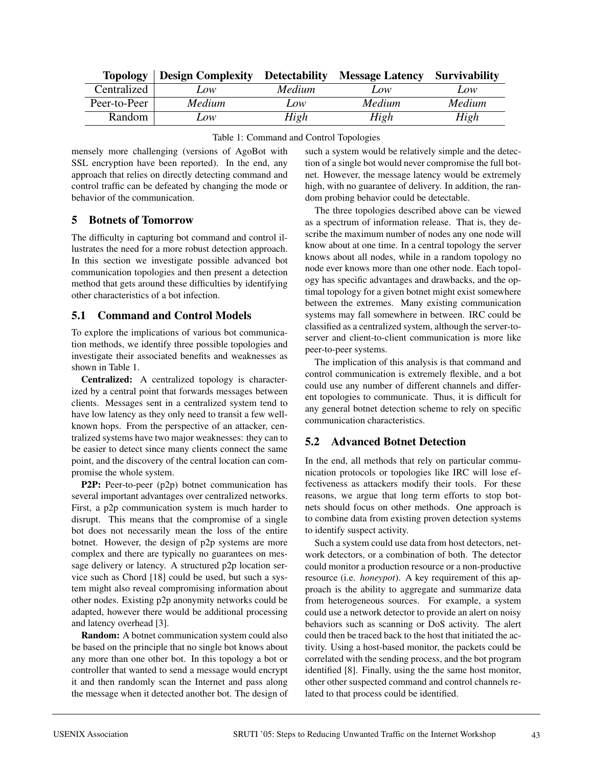| Topology | Design Complexity | Detectability | Message Latency | Survivability |
|---|---|---|---|---|
| Centralized | *Low* | *Medium* | *Low* | *Low* |
| Peer-to-Peer | *Medium* | *Low* | *Medium* | *Medium* |
| Random | *Low* | *High* | *High* | *High* |

Table 1: Command and Control Topologies

mensely more challenging (versions of AgoBot with SSL encryption have been reported). In the end, any approach that relies on directly detecting command and control traffic can be defeated by changing the mode or behavior of the communication.

## 5 Botnets of Tomorrow

The difficulty in capturing bot command and control illustrates the need for a more robust detection approach. In this section we investigate possible advanced bot communication topologies and then present a detection method that gets around these difficulties by identifying other characteristics of a bot infection.

### 5.1 Command and Control Models

To explore the implications of various bot communication methods, we identify three possible topologies and investigate their associated benefits and weaknesses as shown in Table 1.

**Centralized:** A centralized topology is characterized by a central point that forwards messages between clients. Messages sent in a centralized system tend to have low latency as they only need to transit a few well-known hops. From the perspective of an attacker, centralized systems have two major weaknesses: they can to be easier to detect since many clients connect the same point, and the discovery of the central location can compromise the whole system.

**P2P:** Peer-to-peer (p2p) botnet communication has several important advantages over centralized networks. First, a p2p communication system is much harder to disrupt. This means that the compromise of a single bot does not necessarily mean the loss of the entire botnet. However, the design of p2p systems are more complex and there are typically no guarantees on message delivery or latency. A structured p2p location service such as Chord [18] could be used, but such a system might also reveal compromising information about other nodes. Existing p2p anonymity networks could be adapted, however there would be additional processing and latency overhead [3].

**Random:** A botnet communication system could also be based on the principle that no single bot knows about any more than one other bot. In this topology a bot or controller that wanted to send a message would encrypt it and then randomly scan the Internet and pass along the message when it detected another bot. The design of such a system would be relatively simple and the detection of a single bot would never compromise the full botnet. However, the message latency would be extremely high, with no guarantee of delivery. In addition, the random probing behavior could be detectable.

The three topologies described above can be viewed as a spectrum of information release. That is, they describe the maximum number of nodes any one node will know about at one time. In a central topology the server knows about all nodes, while in a random topology no node ever knows more than one other node. Each topology has specific advantages and drawbacks, and the optimal topology for a given botnet might exist somewhere between the extremes. Many existing communication systems may fall somewhere in between. IRC could be classified as a centralized system, although the server-to-server and client-to-client communication is more like peer-to-peer systems.

The implication of this analysis is that command and control communication is extremely flexible, and a bot could use any number of different channels and different topologies to communicate. Thus, it is difficult for any general botnet detection scheme to rely on specific communication characteristics.

### 5.2 Advanced Botnet Detection

In the end, all methods that rely on particular communication protocols or topologies like IRC will lose effectiveness as attackers modify their tools. For these reasons, we argue that long term efforts to stop botnets should focus on other methods. One approach is to combine data from existing proven detection systems to identify suspect activity.

Such a system could use data from host detectors, network detectors, or a combination of both. The detector could monitor a production resource or a non-productive resource (i.e. *honeypot*). A key requirement of this approach is the ability to aggregate and summarize data from heterogeneous sources. For example, a system could use a network detector to provide an alert on noisy behaviors such as scanning or DoS activity. The alert could then be traced back to the host that initiated the activity. Using a host-based monitor, the packets could be correlated with the sending process, and the bot program identified [8]. Finally, using the the same host monitor, other other suspected command and control channels related to that process could be identified.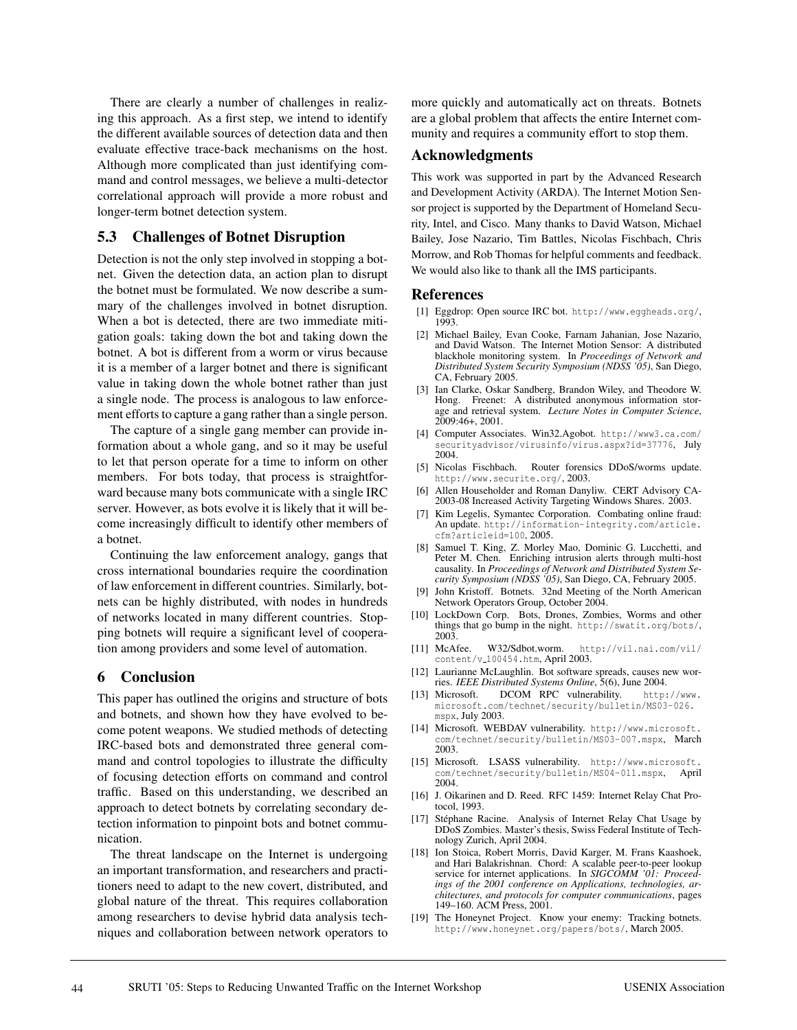There are clearly a number of challenges in realizing this approach. As a first step, we intend to identify the different available sources of detection data and then evaluate effective trace-back mechanisms on the host. Although more complicated than just identifying command and control messages, we believe a multi-detector correlational approach will provide a more robust and longer-term botnet detection system.

### 5.3 Challenges of Botnet Disruption

Detection is not the only step involved in stopping a botnet. Given the detection data, an action plan to disrupt the botnet must be formulated. We now describe a summary of the challenges involved in botnet disruption. When a bot is detected, there are two immediate mitigation goals: taking down the bot and taking down the botnet. A bot is different from a worm or virus because it is a member of a larger botnet and there is significant value in taking down the whole botnet rather than just a single node. The process is analogous to law enforcement efforts to capture a gang rather than a single person.

The capture of a single gang member can provide information about a whole gang, and so it may be useful to let that person operate for a time to inform on other members. For bots today, that process is straightforward because many bots communicate with a single IRC server. However, as bots evolve it is likely that it will become increasingly difficult to identify other members of a botnet.

Continuing the law enforcement analogy, gangs that cross international boundaries require the coordination of law enforcement in different countries. Similarly, botnets can be highly distributed, with nodes in hundreds of networks located in many different countries. Stopping botnets will require a significant level of cooperation among providers and some level of automation.

## 6 Conclusion

This paper has outlined the origins and structure of bots and botnets, and shown how they have evolved to become potent weapons. We studied methods of detecting IRC-based bots and demonstrated three general command and control topologies to illustrate the difficulty of focusing detection efforts on command and control traffic. Based on this understanding, we described an approach to detect botnets by correlating secondary detection information to pinpoint bots and botnet communication.

The threat landscape on the Internet is undergoing an important transformation, and researchers and practitioners need to adapt to the new covert, distributed, and global nature of the threat. This requires collaboration among researchers to devise hybrid data analysis techniques and collaboration between network operators to more quickly and automatically act on threats. Botnets are a global problem that affects the entire Internet community and requires a community effort to stop them.

## Acknowledgments

This work was supported in part by the Advanced Research and Development Activity (ARDA). The Internet Motion Sensor project is supported by the Department of Homeland Security, Intel, and Cisco. Many thanks to David Watson, Michael Bailey, Jose Nazario, Tim Battles, Nicolas Fischbach, Chris Morrow, and Rob Thomas for helpful comments and feedback. We would also like to thank all the IMS participants.

## References

[1] Eggdrop: Open source IRC bot. http://www.eggheads.org/, 1993.

[2] Michael Bailey, Evan Cooke, Farnam Jahanian, Jose Nazario, and David Watson. The Internet Motion Sensor: A distributed blackhole monitoring system. In *Proceedings of Network and Distributed System Security Symposium (NDSS '05)*, San Diego, CA, February 2005.

[3] Ian Clarke, Oskar Sandberg, Brandon Wiley, and Theodore W. Hong. Freenet: A distributed anonymous information storage and retrieval system. *Lecture Notes in Computer Science*, 2009:46+, 2001.

[4] Computer Associates. Win32.Agobot. http://www3.ca.com/securityadvisor/virusinfo/virus.aspx?id=37776, July 2004.

[5] Nicolas Fischbach. Router forensics DDoS/worms update. http://www.securite.org/, 2003.

[6] Allen Householder and Roman Danyliw. CERT Advisory CA-2003-08 Increased Activity Targeting Windows Shares. 2003.

[7] Kim Legelis, Symantec Corporation. Combating online fraud: An update. http://information-integrity.com/article.cfm?articleid=100, 2005.

[8] Samuel T. King, Z. Morley Mao, Dominic G. Lucchetti, and Peter M. Chen. Enriching intrusion alerts through multi-host causality. In *Proceedings of Network and Distributed System Security Symposium (NDSS '05)*, San Diego, CA, February 2005.

[9] John Kristoff. Botnets. 32nd Meeting of the North American Network Operators Group, October 2004.

[10] LockDown Corp. Bots, Drones, Zombies, Worms and other things that go bump in the night. http://swatit.org/bots/, 2003.

[11] McAfee. W32/Sdbot.worm. http://vil.nai.com/vil/content/v_100454.htm, April 2003.

[12] Laurianne McLaughlin. Bot software spreads, causes new worries. *IEEE Distributed Systems Online*, 5(6), June 2004.

[13] Microsoft. DCOM RPC vulnerability. http://www.microsoft.com/technet/security/bulletin/MS03-026.mspx, July 2003.

[14] Microsoft. WEBDAV vulnerability. http://www.microsoft.com/technet/security/bulletin/MS03-007.mspx, March 2003.

[15] Microsoft. LSASS vulnerability. http://www.microsoft.com/technet/security/bulletin/MS04-011.mspx, April 2004.

[16] J. Oikarinen and D. Reed. RFC 1459: Internet Relay Chat Protocol, 1993.

[17] Stéphane Racine. Analysis of Internet Relay Chat Usage by DDoS Zombies. Master's thesis, Swiss Federal Institute of Technology Zurich, April 2004.

[18] Ion Stoica, Robert Morris, David Karger, M. Frans Kaashoek, and Hari Balakrishnan. Chord: A scalable peer-to-peer lookup service for internet applications. In *SIGCOMM '01: Proceedings of the 2001 conference on Applications, technologies, architectures, and protocols for computer communications*, pages 149–160. ACM Press, 2001.

[19] The Honeynet Project. Know your enemy: Tracking botnets. http://www.honeynet.org/papers/bots/, March 2005.